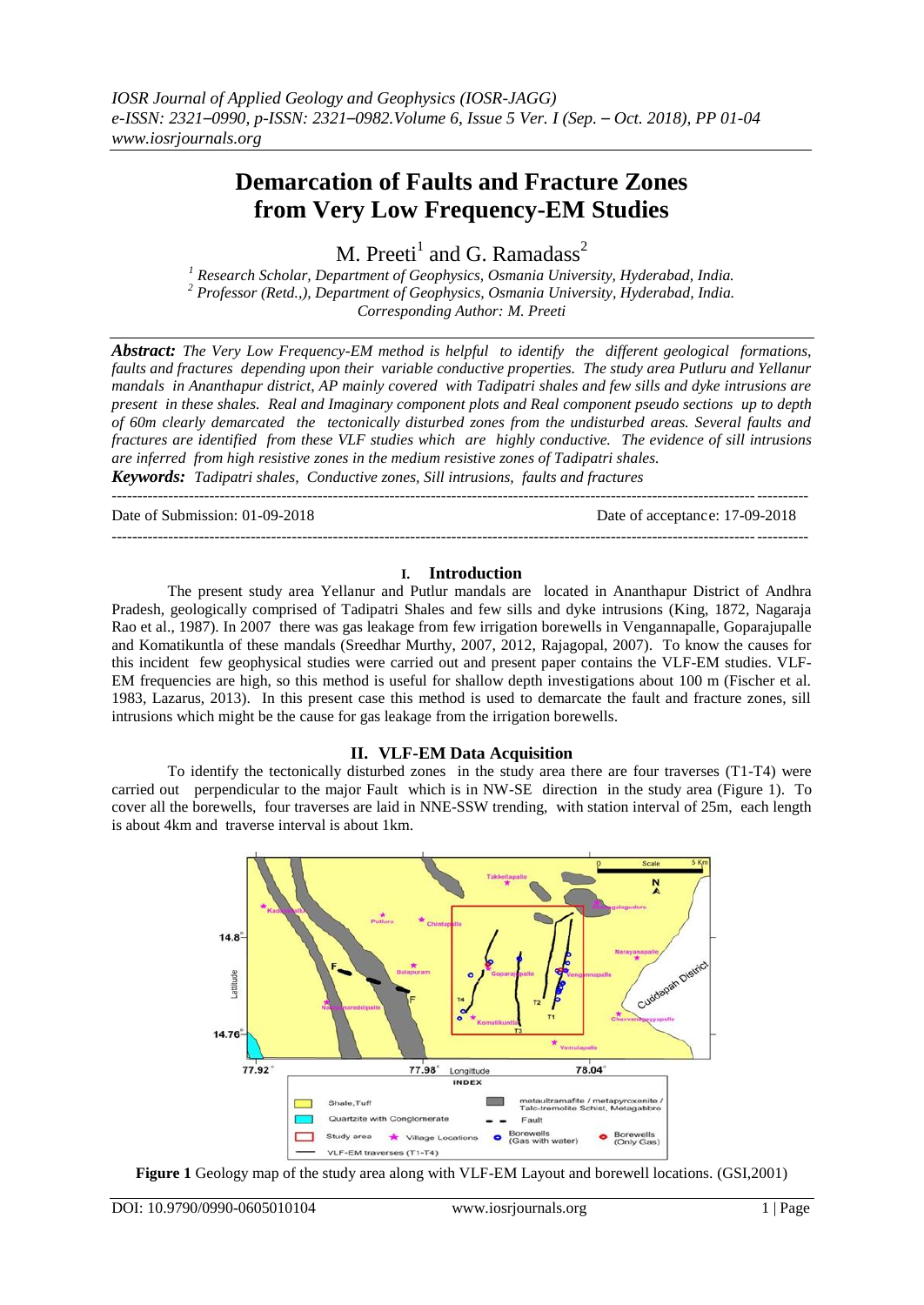# Demarcation of Faults and Fracture Zones from Very Low Frequency-EM Studies

M. Preeti[1] and G. Ramadass[2]

[1] *Research Scholar, Department of Geophysics, Osmania University, Hyderabad, India.*
[2] *Professor (Retd.,), Department of Geophysics, Osmania University, Hyderabad, India.*
*Corresponding Author: M. Preeti*

***Abstract:*** *The Very Low Frequency-EM method is helpful to identify the different geological formations, faults and fractures depending upon their variable conductive properties. The study area Putluru and Yellanur mandals in Ananthapur district, AP mainly covered with Tadipatri shales and few sills and dyke intrusions are present in these shales. Real and Imaginary component plots and Real component pseudo sections up to depth of 60m clearly demarcated the tectonically disturbed zones from the undisturbed areas. Several faults and fractures are identified from these VLF studies which are highly conductive. The evidence of sill intrusions are inferred from high resistive zones in the medium resistive zones of Tadipatri shales.*

***Keywords:*** *Tadipatri shales, Conductive zones, Sill intrusions, faults and fractures*

---

Date of Submission: 01-09-2018 Date of acceptance: 17-09-2018

---

## I. Introduction

The present study area Yellanur and Putlur mandals are located in Ananthapur District of Andhra Pradesh, geologically comprised of Tadipatri Shales and few sills and dyke intrusions (King, 1872, Nagaraja Rao et al., 1987). In 2007 there was gas leakage from few irrigation borewells in Vengannapalle, Goparajupalle and Komatikuntla of these mandals (Sreedhar Murthy, 2007, 2012, Rajagopal, 2007). To know the causes for this incident few geophysical studies were carried out and present paper contains the VLF-EM studies. VLF-EM frequencies are high, so this method is useful for shallow depth investigations about 100 m (Fischer et al. 1983, Lazarus, 2013). In this present case this method is used to demarcate the fault and fracture zones, sill intrusions which might be the cause for gas leakage from the irrigation borewells.

## II. VLF-EM Data Acquisition

To identify the tectonically disturbed zones in the study area there are four traverses (T1-T4) were carried out perpendicular to the major Fault which is in NW-SE direction in the study area (Figure 1). To cover all the borewells, four traverses are laid in NNE-SSW trending, with station interval of 25m, each length is about 4km and traverse interval is about 1km.

**Figure 1** Geology map of the study area along with VLF-EM Layout and borewell locations. (GSI,2001)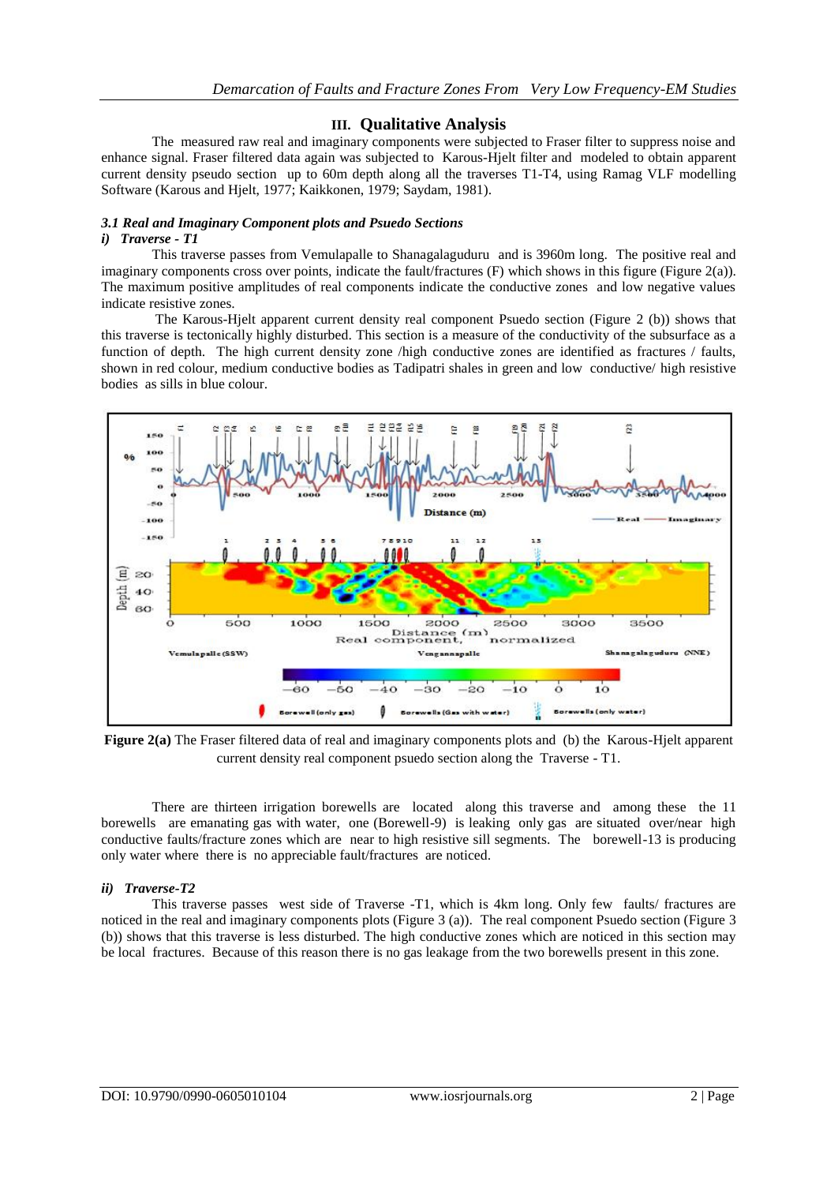## III. Qualitative Analysis

The measured raw real and imaginary components were subjected to Fraser filter to suppress noise and enhance signal. Fraser filtered data again was subjected to Karous-Hjelt filter and modeled to obtain apparent current density pseudo section up to 60m depth along all the traverses T1-T4, using Ramag VLF modelling Software (Karous and Hjelt, 1977; Kaikkonen, 1979; Saydam, 1981).

### *3.1 Real and Imaginary Component plots and Psuedo Sections*

#### *i) Traverse - T1*

This traverse passes from Vemulapalle to Shanagalaguduru and is 3960m long. The positive real and imaginary components cross over points, indicate the fault/fractures (F) which shows in this figure (Figure 2(a)). The maximum positive amplitudes of real components indicate the conductive zones and low negative values indicate resistive zones.

The Karous-Hjelt apparent current density real component Psuedo section (Figure 2 (b)) shows that this traverse is tectonically highly disturbed. This section is a measure of the conductivity of the subsurface as a function of depth. The high current density zone /high conductive zones are identified as fractures / faults, shown in red colour, medium conductive bodies as Tadipatri shales in green and low conductive/ high resistive bodies as sills in blue colour.

**Figure 2(a)** The Fraser filtered data of real and imaginary components plots and (b) the Karous-Hjelt apparent current density real component psuedo section along the Traverse - T1.

There are thirteen irrigation borewells are located along this traverse and among these the 11 borewells are emanating gas with water, one (Borewell-9) is leaking only gas are situated over/near high conductive faults/fracture zones which are near to high resistive sill segments. The borewell-13 is producing only water where there is no appreciable fault/fractures are noticed.

#### *ii) Traverse-T2*

This traverse passes west side of Traverse -T1, which is 4km long. Only few faults/ fractures are noticed in the real and imaginary components plots (Figure 3 (a)). The real component Psuedo section (Figure 3 (b)) shows that this traverse is less disturbed. The high conductive zones which are noticed in this section may be local fractures. Because of this reason there is no gas leakage from the two borewells present in this zone.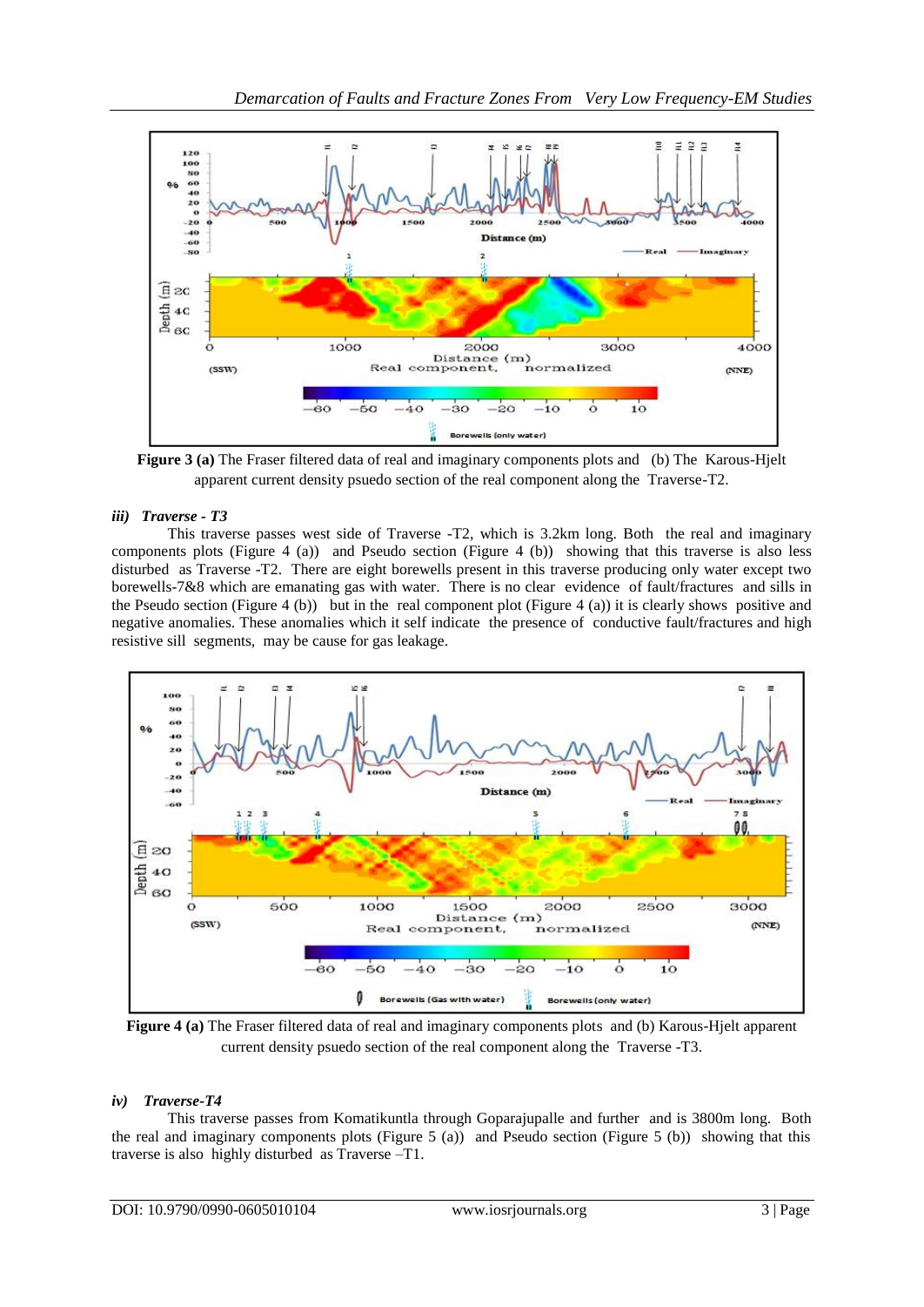**Figure 3 (a)** The Fraser filtered data of real and imaginary components plots and (b) The Karous-Hjelt apparent current density psuedo section of the real component along the Traverse-T2.

### *iii) Traverse - T3*

This traverse passes west side of Traverse -T2, which is 3.2km long. Both the real and imaginary components plots (Figure 4 (a)) and Pseudo section (Figure 4 (b)) showing that this traverse is also less disturbed as Traverse -T2. There are eight borewells present in this traverse producing only water except two borewells-7&8 which are emanating gas with water. There is no clear evidence of fault/fractures and sills in the Pseudo section (Figure 4 (b)) but in the real component plot (Figure 4 (a)) it is clearly shows positive and negative anomalies. These anomalies which it self indicate the presence of conductive fault/fractures and high resistive sill segments, may be cause for gas leakage.

**Figure 4 (a)** The Fraser filtered data of real and imaginary components plots and (b) Karous-Hjelt apparent current density psuedo section of the real component along the Traverse -T3.

### *iv) Traverse-T4*

This traverse passes from Komatikuntla through Goparajupalle and further and is 3800m long. Both the real and imaginary components plots (Figure 5 (a)) and Pseudo section (Figure 5 (b)) showing that this traverse is also highly disturbed as Traverse –T1.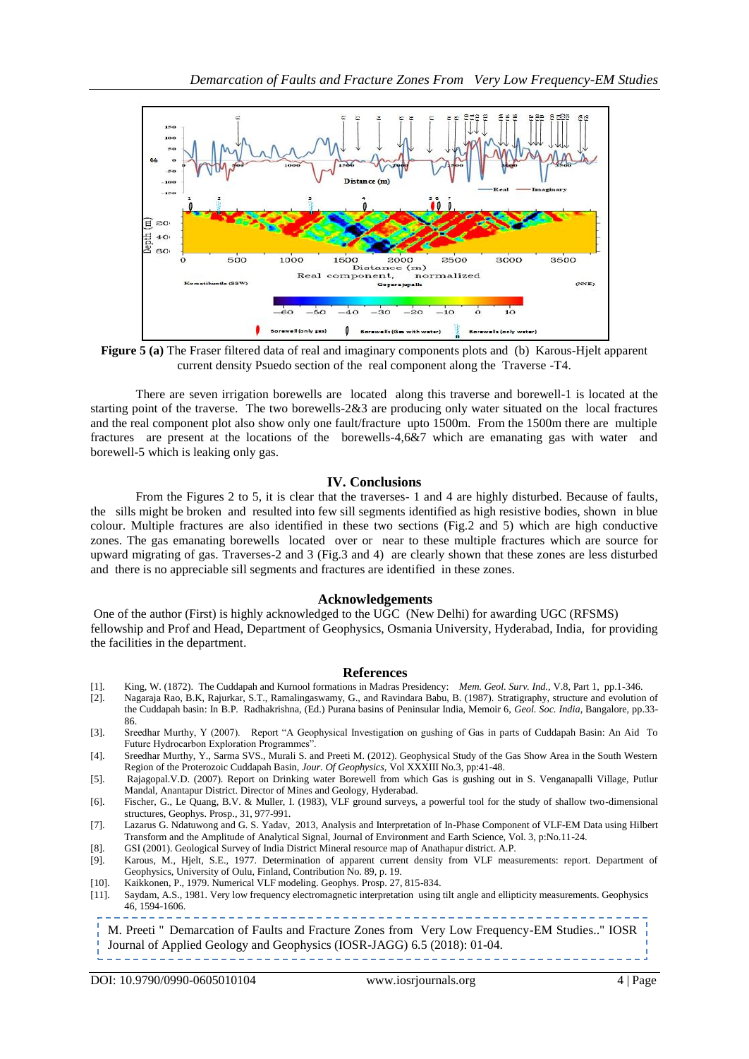**Figure 5 (a)** The Fraser filtered data of real and imaginary components plots and (b) Karous-Hjelt apparent current density Psuedo section of the real component along the Traverse -T4.

There are seven irrigation borewells are located along this traverse and borewell-1 is located at the starting point of the traverse. The two borewells-2&3 are producing only water situated on the local fractures and the real component plot also show only one fault/fracture upto 1500m. From the 1500m there are multiple fractures are present at the locations of the borewells-4,6&7 which are emanating gas with water and borewell-5 which is leaking only gas.

## IV. Conclusions

From the Figures 2 to 5, it is clear that the traverses- 1 and 4 are highly disturbed. Because of faults, the sills might be broken and resulted into few sill segments identified as high resistive bodies, shown in blue colour. Multiple fractures are also identified in these two sections (Fig.2 and 5) which are high conductive zones. The gas emanating borewells located over or near to these multiple fractures which are source for upward migrating of gas. Traverses-2 and 3 (Fig.3 and 4) are clearly shown that these zones are less disturbed and there is no appreciable sill segments and fractures are identified in these zones.

## Acknowledgements

One of the author (First) is highly acknowledged to the UGC (New Delhi) for awarding UGC (RFSMS) fellowship and Prof and Head, Department of Geophysics, Osmania University, Hyderabad, India, for providing the facilities in the department.

## References

[1]. King, W. (1872). The Cuddapah and Kurnool formations in Madras Presidency: *Mem. Geol. Surv. Ind.*, V.8, Part 1, pp.1-346.

[2]. Nagaraja Rao, B.K, Rajurkar, S.T., Ramalingaswamy, G., and Ravindara Babu, B. (1987). Stratigraphy, structure and evolution of the Cuddapah basin: In B.P. Radhakrishna, (Ed.) Purana basins of Peninsular India, Memoir 6, *Geol. Soc. India*, Bangalore, pp.33-86.

[3]. Sreedhar Murthy, Y (2007). Report "A Geophysical Investigation on gushing of Gas in parts of Cuddapah Basin: An Aid To Future Hydrocarbon Exploration Programmes".

[4]. Sreedhar Murthy, Y., Sarma SVS., Murali S. and Preeti M. (2012). Geophysical Study of the Gas Show Area in the South Western Region of the Proterozoic Cuddapah Basin, *Jour. Of Geophysics*, Vol XXXIII No.3, pp:41-48.

[5]. Rajagopal.V.D. (2007). Report on Drinking water Borewell from which Gas is gushing out in S. Venganapalli Village, Putlur Mandal, Anantapur District. Director of Mines and Geology, Hyderabad.

[6]. Fischer, G., Le Quang, B.V. & Muller, I. (1983), VLF ground surveys, a powerful tool for the study of shallow two-dimensional structures, Geophys. Prosp., 31, 977-991.

[7]. Lazarus G. Ndatuwong and G. S. Yadav, 2013, Analysis and Interpretation of In-Phase Component of VLF-EM Data using Hilbert Transform and the Amplitude of Analytical Signal, Journal of Environment and Earth Science, Vol. 3, p:No.11-24.

[8]. GSI (2001). Geological Survey of India District Mineral resource map of Anathapur district. A.P.

[9]. Karous, M., Hjelt, S.E., 1977. Determination of apparent current density from VLF measurements: report. Department of Geophysics, University of Oulu, Finland, Contribution No. 89, p. 19.

[10]. Kaikkonen, P., 1979. Numerical VLF modeling. Geophys. Prosp. 27, 815-834.

[11]. Saydam, A.S., 1981. Very low frequency electromagnetic interpretation using tilt angle and ellipticity measurements. Geophysics 46, 1594-1606.

M. Preeti " Demarcation of Faults and Fracture Zones from Very Low Frequency-EM Studies.." IOSR Journal of Applied Geology and Geophysics (IOSR-JAGG) 6.5 (2018): 01-04.